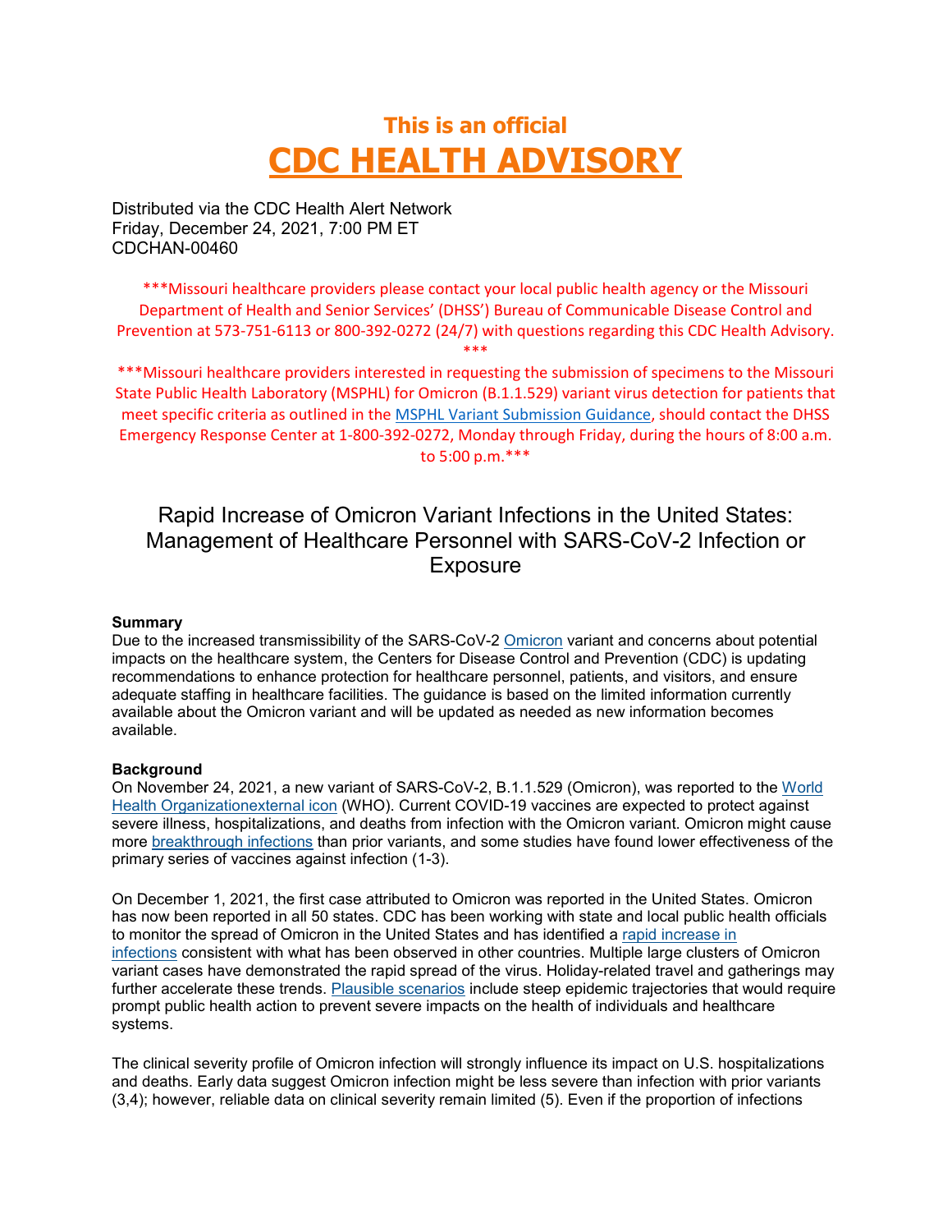# This is an official
# CDC HEALTH ADVISORY

Distributed via the CDC Health Alert Network
Friday, December 24, 2021, 7:00 PM ET
CDCHAN-00460

***Missouri healthcare providers please contact your local public health agency or the Missouri Department of Health and Senior Services' (DHSS') Bureau of Communicable Disease Control and Prevention at 573-751-6113 or 800-392-0272 (24/7) with questions regarding this CDC Health Advisory.***

***Missouri healthcare providers interested in requesting the submission of specimens to the Missouri State Public Health Laboratory (MSPHL) for Omicron (B.1.1.529) variant virus detection for patients that meet specific criteria as outlined in the MSPHL Variant Submission Guidance, should contact the DHSS Emergency Response Center at 1-800-392-0272, Monday through Friday, during the hours of 8:00 a.m. to 5:00 p.m.***

## Rapid Increase of Omicron Variant Infections in the United States: Management of Healthcare Personnel with SARS-CoV-2 Infection or Exposure

**Summary**

Due to the increased transmissibility of the SARS-CoV-2 Omicron variant and concerns about potential impacts on the healthcare system, the Centers for Disease Control and Prevention (CDC) is updating recommendations to enhance protection for healthcare personnel, patients, and visitors, and ensure adequate staffing in healthcare facilities. The guidance is based on the limited information currently available about the Omicron variant and will be updated as needed as new information becomes available.

**Background**

On November 24, 2021, a new variant of SARS-CoV-2, B.1.1.529 (Omicron), was reported to the World Health Organizationexternal icon (WHO). Current COVID-19 vaccines are expected to protect against severe illness, hospitalizations, and deaths from infection with the Omicron variant. Omicron might cause more breakthrough infections than prior variants, and some studies have found lower effectiveness of the primary series of vaccines against infection (1-3).

On December 1, 2021, the first case attributed to Omicron was reported in the United States. Omicron has now been reported in all 50 states. CDC has been working with state and local public health officials to monitor the spread of Omicron in the United States and has identified a rapid increase in infections consistent with what has been observed in other countries. Multiple large clusters of Omicron variant cases have demonstrated the rapid spread of the virus. Holiday-related travel and gatherings may further accelerate these trends. Plausible scenarios include steep epidemic trajectories that would require prompt public health action to prevent severe impacts on the health of individuals and healthcare systems.

The clinical severity profile of Omicron infection will strongly influence its impact on U.S. hospitalizations and deaths. Early data suggest Omicron infection might be less severe than infection with prior variants (3,4); however, reliable data on clinical severity remain limited (5). Even if the proportion of infections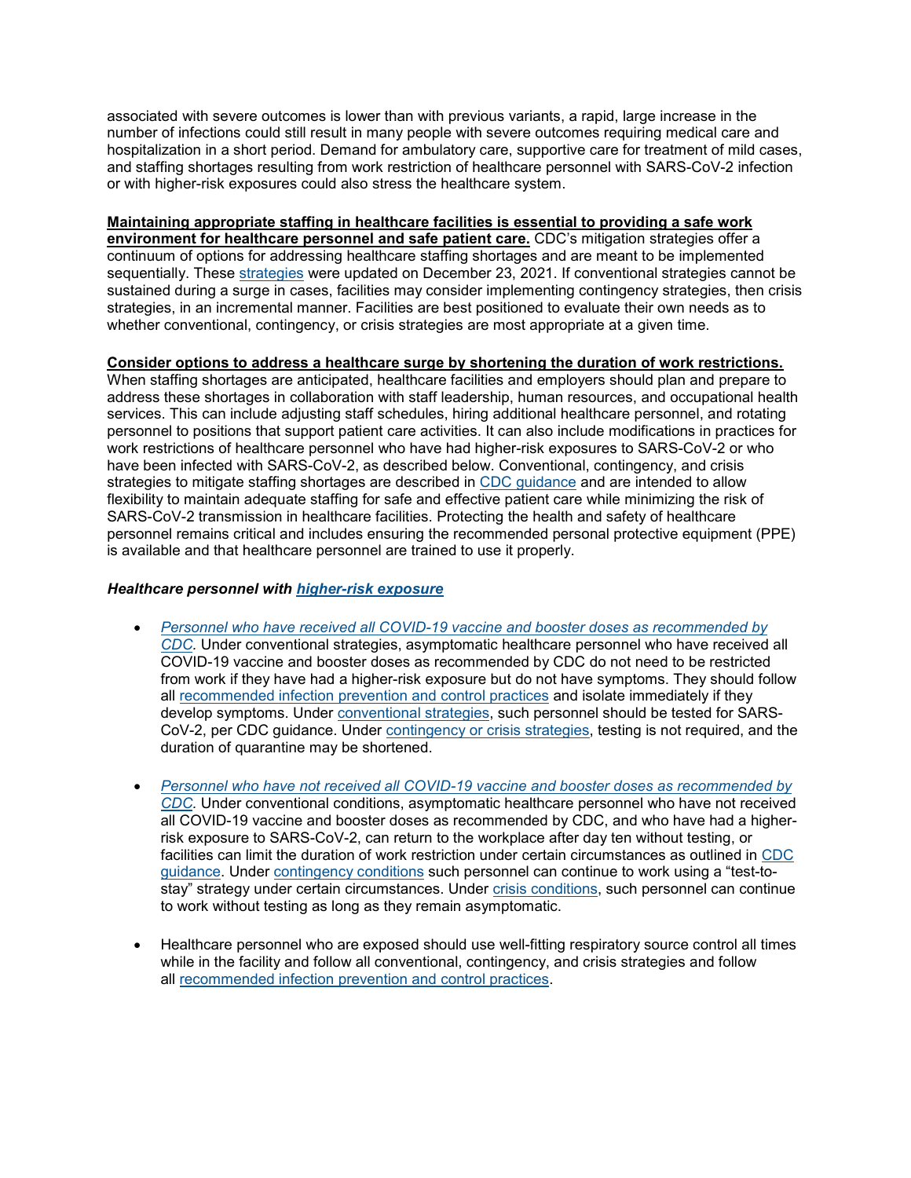associated with severe outcomes is lower than with previous variants, a rapid, large increase in the number of infections could still result in many people with severe outcomes requiring medical care and hospitalization in a short period. Demand for ambulatory care, supportive care for treatment of mild cases, and staffing shortages resulting from work restriction of healthcare personnel with SARS-CoV-2 infection or with higher-risk exposures could also stress the healthcare system.

**Maintaining appropriate staffing in healthcare facilities is essential to providing a safe work environment for healthcare personnel and safe patient care.** CDC's mitigation strategies offer a continuum of options for addressing healthcare staffing shortages and are meant to be implemented sequentially. These strategies were updated on December 23, 2021. If conventional strategies cannot be sustained during a surge in cases, facilities may consider implementing contingency strategies, then crisis strategies, in an incremental manner. Facilities are best positioned to evaluate their own needs as to whether conventional, contingency, or crisis strategies are most appropriate at a given time.

**Consider options to address a healthcare surge by shortening the duration of work restrictions.** When staffing shortages are anticipated, healthcare facilities and employers should plan and prepare to address these shortages in collaboration with staff leadership, human resources, and occupational health services. This can include adjusting staff schedules, hiring additional healthcare personnel, and rotating personnel to positions that support patient care activities. It can also include modifications in practices for work restrictions of healthcare personnel who have had higher-risk exposures to SARS-CoV-2 or who have been infected with SARS-CoV-2, as described below. Conventional, contingency, and crisis strategies to mitigate staffing shortages are described in CDC guidance and are intended to allow flexibility to maintain adequate staffing for safe and effective patient care while minimizing the risk of SARS-CoV-2 transmission in healthcare facilities. Protecting the health and safety of healthcare personnel remains critical and includes ensuring the recommended personal protective equipment (PPE) is available and that healthcare personnel are trained to use it properly.

***Healthcare personnel with higher-risk exposure***

- *Personnel who have received all COVID-19 vaccine and booster doses as recommended by CDC.* Under conventional strategies, asymptomatic healthcare personnel who have received all COVID-19 vaccine and booster doses as recommended by CDC do not need to be restricted from work if they have had a higher-risk exposure but do not have symptoms. They should follow all recommended infection prevention and control practices and isolate immediately if they develop symptoms. Under conventional strategies, such personnel should be tested for SARS-CoV-2, per CDC guidance. Under contingency or crisis strategies, testing is not required, and the duration of quarantine may be shortened.

- *Personnel who have not received all COVID-19 vaccine and booster doses as recommended by CDC.* Under conventional conditions, asymptomatic healthcare personnel who have not received all COVID-19 vaccine and booster doses as recommended by CDC, and who have had a higher-risk exposure to SARS-CoV-2, can return to the workplace after day ten without testing, or facilities can limit the duration of work restriction under certain circumstances as outlined in CDC guidance. Under contingency conditions such personnel can continue to work using a "test-to-stay" strategy under certain circumstances. Under crisis conditions, such personnel can continue to work without testing as long as they remain asymptomatic.

- Healthcare personnel who are exposed should use well-fitting respiratory source control all times while in the facility and follow all conventional, contingency, and crisis strategies and follow all recommended infection prevention and control practices.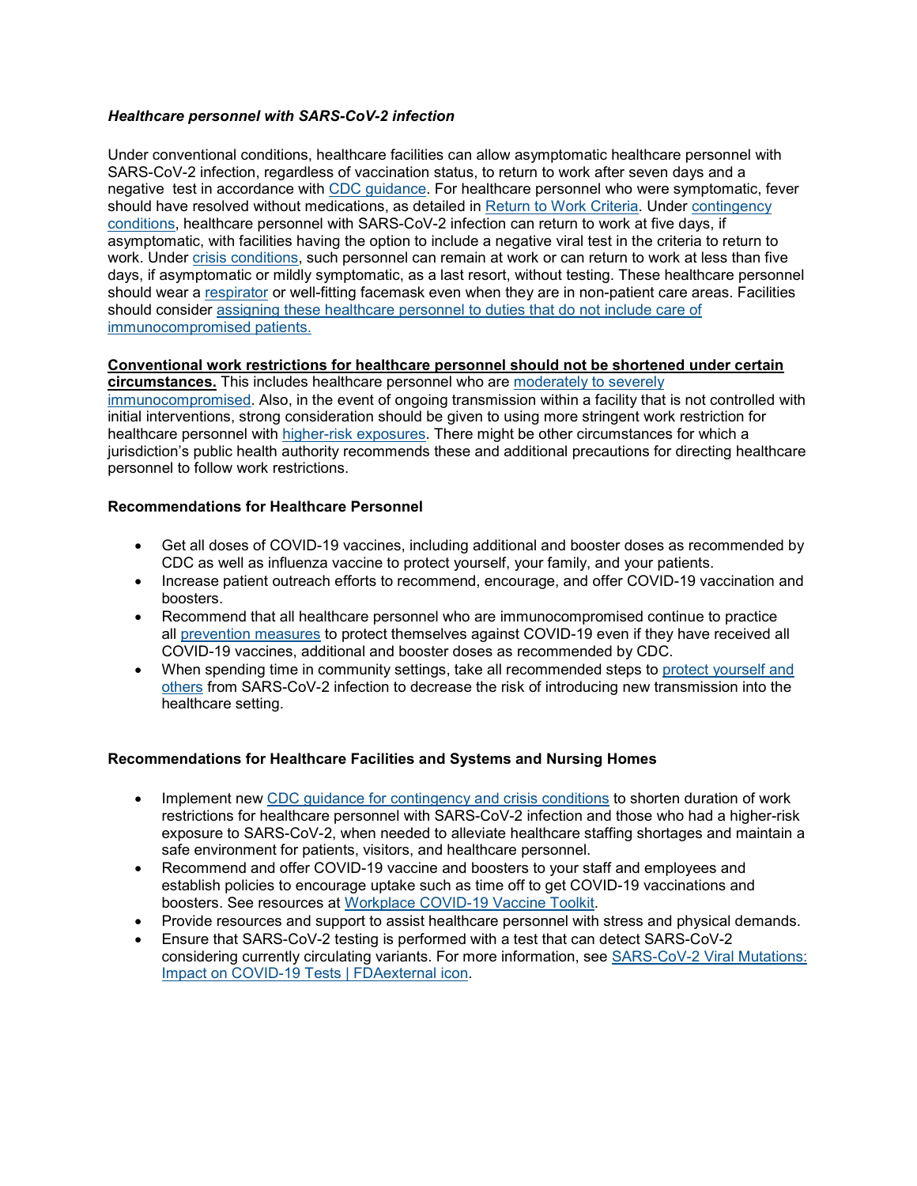***Healthcare personnel with SARS-CoV-2 infection***

Under conventional conditions, healthcare facilities can allow asymptomatic healthcare personnel with SARS-CoV-2 infection, regardless of vaccination status, to return to work after seven days and a negative test in accordance with CDC guidance. For healthcare personnel who were symptomatic, fever should have resolved without medications, as detailed in Return to Work Criteria. Under contingency conditions, healthcare personnel with SARS-CoV-2 infection can return to work at five days, if asymptomatic, with facilities having the option to include a negative viral test in the criteria to return to work. Under crisis conditions, such personnel can remain at work or can return to work at less than five days, if asymptomatic or mildly symptomatic, as a last resort, without testing. These healthcare personnel should wear a respirator or well-fitting facemask even when they are in non-patient care areas. Facilities should consider assigning these healthcare personnel to duties that do not include care of immunocompromised patients.

**Conventional work restrictions for healthcare personnel should not be shortened under certain circumstances.** This includes healthcare personnel who are moderately to severely immunocompromised. Also, in the event of ongoing transmission within a facility that is not controlled with initial interventions, strong consideration should be given to using more stringent work restriction for healthcare personnel with higher-risk exposures. There might be other circumstances for which a jurisdiction's public health authority recommends these and additional precautions for directing healthcare personnel to follow work restrictions.

**Recommendations for Healthcare Personnel**

- Get all doses of COVID-19 vaccines, including additional and booster doses as recommended by CDC as well as influenza vaccine to protect yourself, your family, and your patients.
- Increase patient outreach efforts to recommend, encourage, and offer COVID-19 vaccination and boosters.
- Recommend that all healthcare personnel who are immunocompromised continue to practice all prevention measures to protect themselves against COVID-19 even if they have received all COVID-19 vaccines, additional and booster doses as recommended by CDC.
- When spending time in community settings, take all recommended steps to protect yourself and others from SARS-CoV-2 infection to decrease the risk of introducing new transmission into the healthcare setting.

**Recommendations for Healthcare Facilities and Systems and Nursing Homes**

- Implement new CDC guidance for contingency and crisis conditions to shorten duration of work restrictions for healthcare personnel with SARS-CoV-2 infection and those who had a higher-risk exposure to SARS-CoV-2, when needed to alleviate healthcare staffing shortages and maintain a safe environment for patients, visitors, and healthcare personnel.
- Recommend and offer COVID-19 vaccine and boosters to your staff and employees and establish policies to encourage uptake such as time off to get COVID-19 vaccinations and boosters. See resources at Workplace COVID-19 Vaccine Toolkit.
- Provide resources and support to assist healthcare personnel with stress and physical demands.
- Ensure that SARS-CoV-2 testing is performed with a test that can detect SARS-CoV-2 considering currently circulating variants. For more information, see SARS-CoV-2 Viral Mutations: Impact on COVID-19 Tests | FDAexternal icon.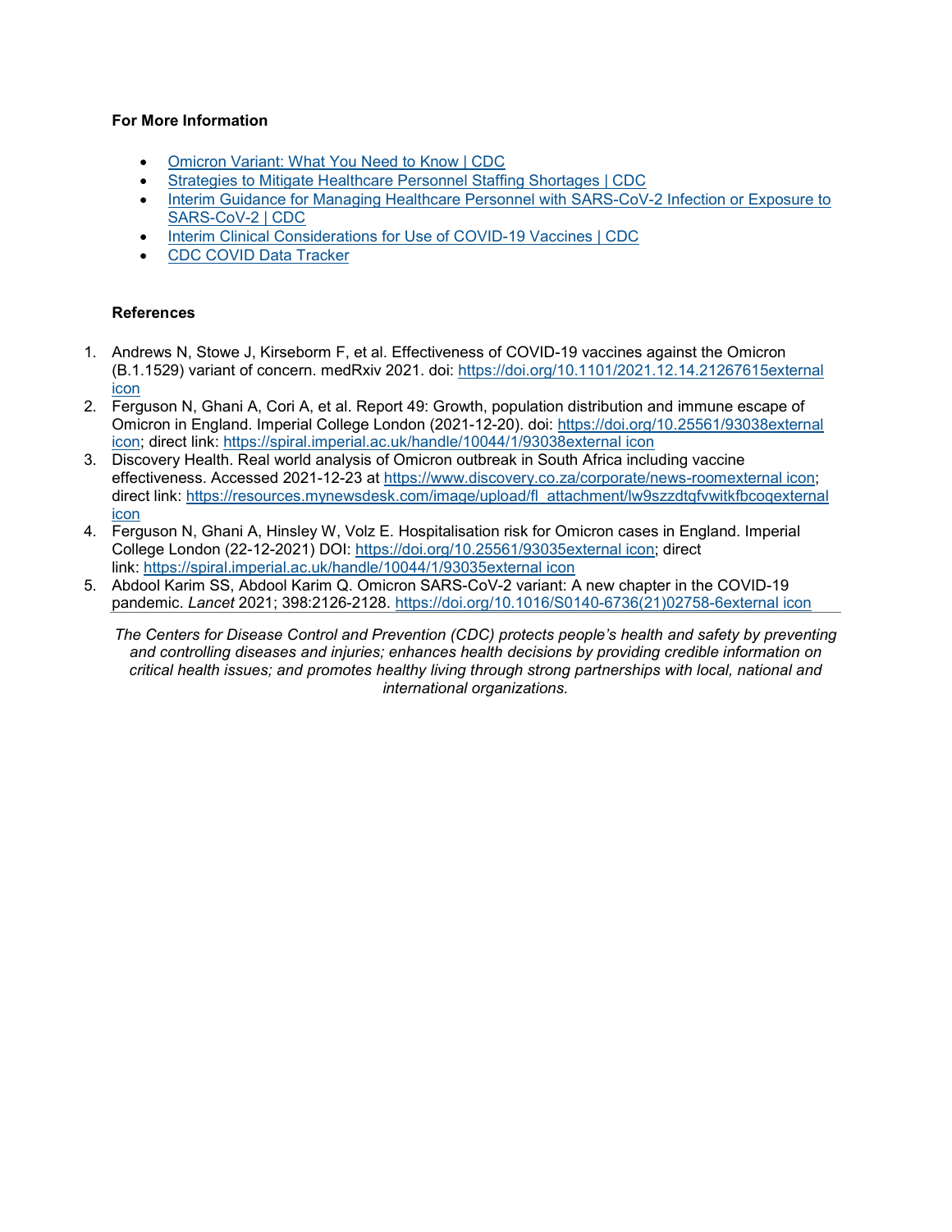### For More Information

- Omicron Variant: What You Need to Know | CDC
- Strategies to Mitigate Healthcare Personnel Staffing Shortages | CDC
- Interim Guidance for Managing Healthcare Personnel with SARS-CoV-2 Infection or Exposure to SARS-CoV-2 | CDC
- Interim Clinical Considerations for Use of COVID-19 Vaccines | CDC
- CDC COVID Data Tracker

### References

1. Andrews N, Stowe J, Kirseborm F, et al. Effectiveness of COVID-19 vaccines against the Omicron (B.1.1529) variant of concern. medRxiv 2021. doi: https://doi.org/10.1101/2021.12.14.21267615external icon
2. Ferguson N, Ghani A, Cori A, et al. Report 49: Growth, population distribution and immune escape of Omicron in England. Imperial College London (2021-12-20). doi: https://doi.org/10.25561/93038external icon; direct link: https://spiral.imperial.ac.uk/handle/10044/1/93038external icon
3. Discovery Health. Real world analysis of Omicron outbreak in South Africa including vaccine effectiveness. Accessed 2021-12-23 at https://www.discovery.co.za/corporate/news-roomexternal icon; direct link: https://resources.mynewsdesk.com/image/upload/fl_attachment/lw9szzdtqfvwitkfbcoqexternal icon
4. Ferguson N, Ghani A, Hinsley W, Volz E. Hospitalisation risk for Omicron cases in England. Imperial College London (22-12-2021) DOI: https://doi.org/10.25561/93035external icon; direct link: https://spiral.imperial.ac.uk/handle/10044/1/93035external icon
5. Abdool Karim SS, Abdool Karim Q. Omicron SARS-CoV-2 variant: A new chapter in the COVID-19 pandemic. *Lancet* 2021; 398:2126-2128. https://doi.org/10.1016/S0140-6736(21)02758-6external icon

*The Centers for Disease Control and Prevention (CDC) protects people's health and safety by preventing and controlling diseases and injuries; enhances health decisions by providing credible information on critical health issues; and promotes healthy living through strong partnerships with local, national and international organizations.*